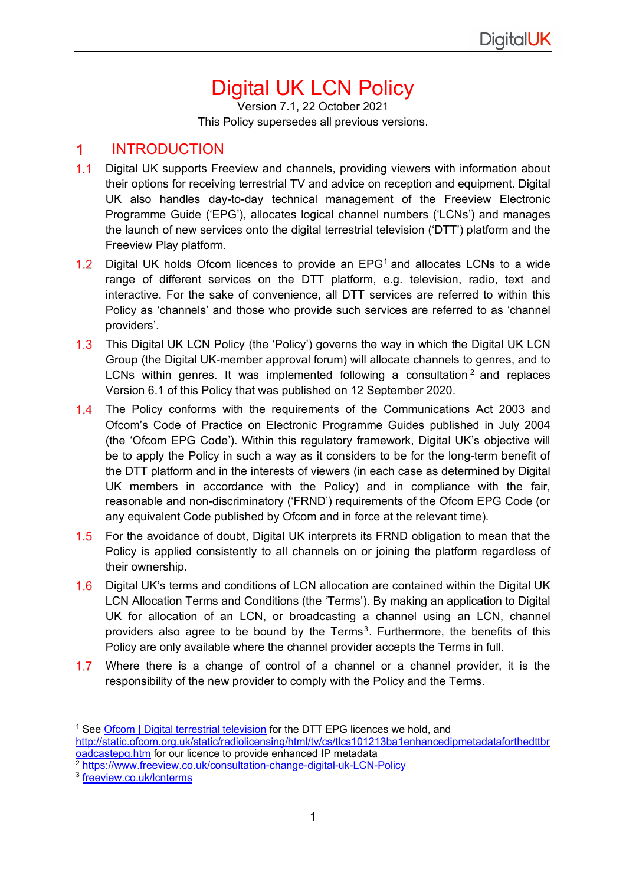# Digital UK LCN Policy

Version 7.1, 22 October 2021

This Policy supersedes all previous versions.

## 1 INTRODUCTION

1.1 Digital UK supports Freeview and channels, providing viewers with information about their options for receiving terrestrial TV and advice on reception and equipment. Digital UK also handles day-to-day technical management of the Freeview Electronic Programme Guide ('EPG'), allocates logical channel numbers ('LCNs') and manages the launch of new services onto the digital terrestrial television ('DTT') platform and the Freeview Play platform.

1.2 Digital UK holds Ofcom licences to provide an EPG[1] and allocates LCNs to a wide range of different services on the DTT platform, e.g. television, radio, text and interactive. For the sake of convenience, all DTT services are referred to within this Policy as 'channels' and those who provide such services are referred to as 'channel providers'.

1.3 This Digital UK LCN Policy (the 'Policy') governs the way in which the Digital UK LCN Group (the Digital UK-member approval forum) will allocate channels to genres, and to LCNs within genres. It was implemented following a consultation[2] and replaces Version 6.1 of this Policy that was published on 12 September 2020.

1.4 The Policy conforms with the requirements of the Communications Act 2003 and Ofcom's Code of Practice on Electronic Programme Guides published in July 2004 (the 'Ofcom EPG Code'). Within this regulatory framework, Digital UK's objective will be to apply the Policy in such a way as it considers to be for the long-term benefit of the DTT platform and in the interests of viewers (in each case as determined by Digital UK members in accordance with the Policy) and in compliance with the fair, reasonable and non-discriminatory ('FRND') requirements of the Ofcom EPG Code (or any equivalent Code published by Ofcom and in force at the relevant time).

1.5 For the avoidance of doubt, Digital UK interprets its FRND obligation to mean that the Policy is applied consistently to all channels on or joining the platform regardless of their ownership.

1.6 Digital UK's terms and conditions of LCN allocation are contained within the Digital UK LCN Allocation Terms and Conditions (the 'Terms'). By making an application to Digital UK for allocation of an LCN, or broadcasting a channel using an LCN, channel providers also agree to be bound by the Terms[3]. Furthermore, the benefits of this Policy are only available where the channel provider accepts the Terms in full.

1.7 Where there is a change of control of a channel or a channel provider, it is the responsibility of the new provider to comply with the Policy and the Terms.

---

[1] See Ofcom | Digital terrestrial television for the DTT EPG licences we hold, and http://static.ofcom.org.uk/static/radiolicensing/html/tv/cs/tlcs101213ba1enhancedipmetadataforthedttbroadcastepg.htm for our licence to provide enhanced IP metadata

[2] https://www.freeview.co.uk/consultation-change-digital-uk-LCN-Policy

[3] freeview.co.uk/lcnterms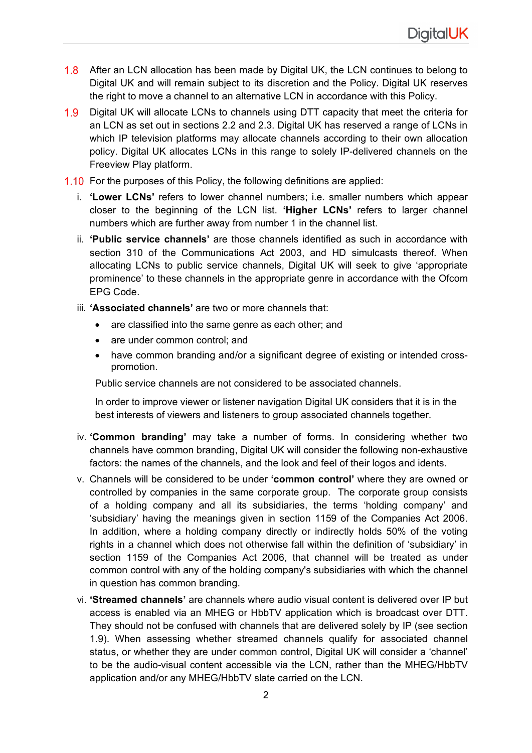1.8 After an LCN allocation has been made by Digital UK, the LCN continues to belong to Digital UK and will remain subject to its discretion and the Policy. Digital UK reserves the right to move a channel to an alternative LCN in accordance with this Policy.

1.9 Digital UK will allocate LCNs to channels using DTT capacity that meet the criteria for an LCN as set out in sections 2.2 and 2.3. Digital UK has reserved a range of LCNs in which IP television platforms may allocate channels according to their own allocation policy. Digital UK allocates LCNs in this range to solely IP-delivered channels on the Freeview Play platform.

1.10 For the purposes of this Policy, the following definitions are applied:

i. **'Lower LCNs'** refers to lower channel numbers; i.e. smaller numbers which appear closer to the beginning of the LCN list. **'Higher LCNs'** refers to larger channel numbers which are further away from number 1 in the channel list.

ii. **'Public service channels'** are those channels identified as such in accordance with section 310 of the Communications Act 2003, and HD simulcasts thereof. When allocating LCNs to public service channels, Digital UK will seek to give 'appropriate prominence' to these channels in the appropriate genre in accordance with the Ofcom EPG Code.

iii. **'Associated channels'** are two or more channels that:

- are classified into the same genre as each other; and
- are under common control; and
- have common branding and/or a significant degree of existing or intended cross-promotion.

Public service channels are not considered to be associated channels.

In order to improve viewer or listener navigation Digital UK considers that it is in the best interests of viewers and listeners to group associated channels together.

iv. **'Common branding'** may take a number of forms. In considering whether two channels have common branding, Digital UK will consider the following non-exhaustive factors: the names of the channels, and the look and feel of their logos and idents.

v. Channels will be considered to be under **'common control'** where they are owned or controlled by companies in the same corporate group. The corporate group consists of a holding company and all its subsidiaries, the terms 'holding company' and 'subsidiary' having the meanings given in section 1159 of the Companies Act 2006. In addition, where a holding company directly or indirectly holds 50% of the voting rights in a channel which does not otherwise fall within the definition of 'subsidiary' in section 1159 of the Companies Act 2006, that channel will be treated as under common control with any of the holding company's subsidiaries with which the channel in question has common branding.

vi. **'Streamed channels'** are channels where audio visual content is delivered over IP but access is enabled via an MHEG or HbbTV application which is broadcast over DTT. They should not be confused with channels that are delivered solely by IP (see section 1.9). When assessing whether streamed channels qualify for associated channel status, or whether they are under common control, Digital UK will consider a 'channel' to be the audio-visual content accessible via the LCN, rather than the MHEG/HbbTV application and/or any MHEG/HbbTV slate carried on the LCN.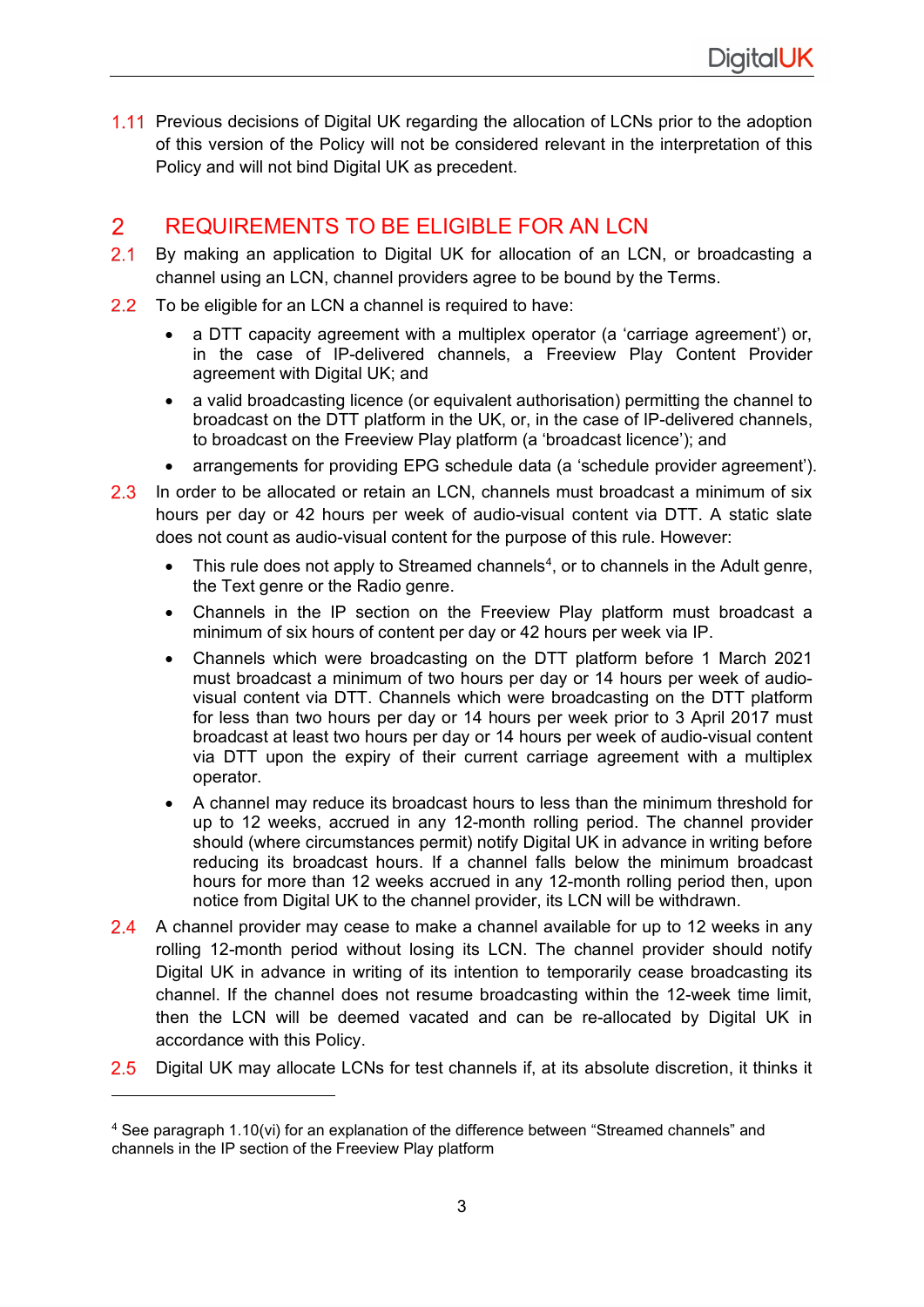1.11 Previous decisions of Digital UK regarding the allocation of LCNs prior to the adoption of this version of the Policy will not be considered relevant in the interpretation of this Policy and will not bind Digital UK as precedent.

## 2 REQUIREMENTS TO BE ELIGIBLE FOR AN LCN

2.1 By making an application to Digital UK for allocation of an LCN, or broadcasting a channel using an LCN, channel providers agree to be bound by the Terms.

2.2 To be eligible for an LCN a channel is required to have:

- a DTT capacity agreement with a multiplex operator (a 'carriage agreement') or, in the case of IP-delivered channels, a Freeview Play Content Provider agreement with Digital UK; and
- a valid broadcasting licence (or equivalent authorisation) permitting the channel to broadcast on the DTT platform in the UK, or, in the case of IP-delivered channels, to broadcast on the Freeview Play platform (a 'broadcast licence'); and
- arrangements for providing EPG schedule data (a 'schedule provider agreement').

2.3 In order to be allocated or retain an LCN, channels must broadcast a minimum of six hours per day or 42 hours per week of audio-visual content via DTT. A static slate does not count as audio-visual content for the purpose of this rule. However:

- This rule does not apply to Streamed channels[4], or to channels in the Adult genre, the Text genre or the Radio genre.
- Channels in the IP section on the Freeview Play platform must broadcast a minimum of six hours of content per day or 42 hours per week via IP.
- Channels which were broadcasting on the DTT platform before 1 March 2021 must broadcast a minimum of two hours per day or 14 hours per week of audio-visual content via DTT. Channels which were broadcasting on the DTT platform for less than two hours per day or 14 hours per week prior to 3 April 2017 must broadcast at least two hours per day or 14 hours per week of audio-visual content via DTT upon the expiry of their current carriage agreement with a multiplex operator.
- A channel may reduce its broadcast hours to less than the minimum threshold for up to 12 weeks, accrued in any 12-month rolling period. The channel provider should (where circumstances permit) notify Digital UK in advance in writing before reducing its broadcast hours. If a channel falls below the minimum broadcast hours for more than 12 weeks accrued in any 12-month rolling period then, upon notice from Digital UK to the channel provider, its LCN will be withdrawn.

2.4 A channel provider may cease to make a channel available for up to 12 weeks in any rolling 12-month period without losing its LCN. The channel provider should notify Digital UK in advance in writing of its intention to temporarily cease broadcasting its channel. If the channel does not resume broadcasting within the 12-week time limit, then the LCN will be deemed vacated and can be re-allocated by Digital UK in accordance with this Policy.

2.5 Digital UK may allocate LCNs for test channels if, at its absolute discretion, it thinks it

---

[4] See paragraph 1.10(vi) for an explanation of the difference between "Streamed channels" and channels in the IP section of the Freeview Play platform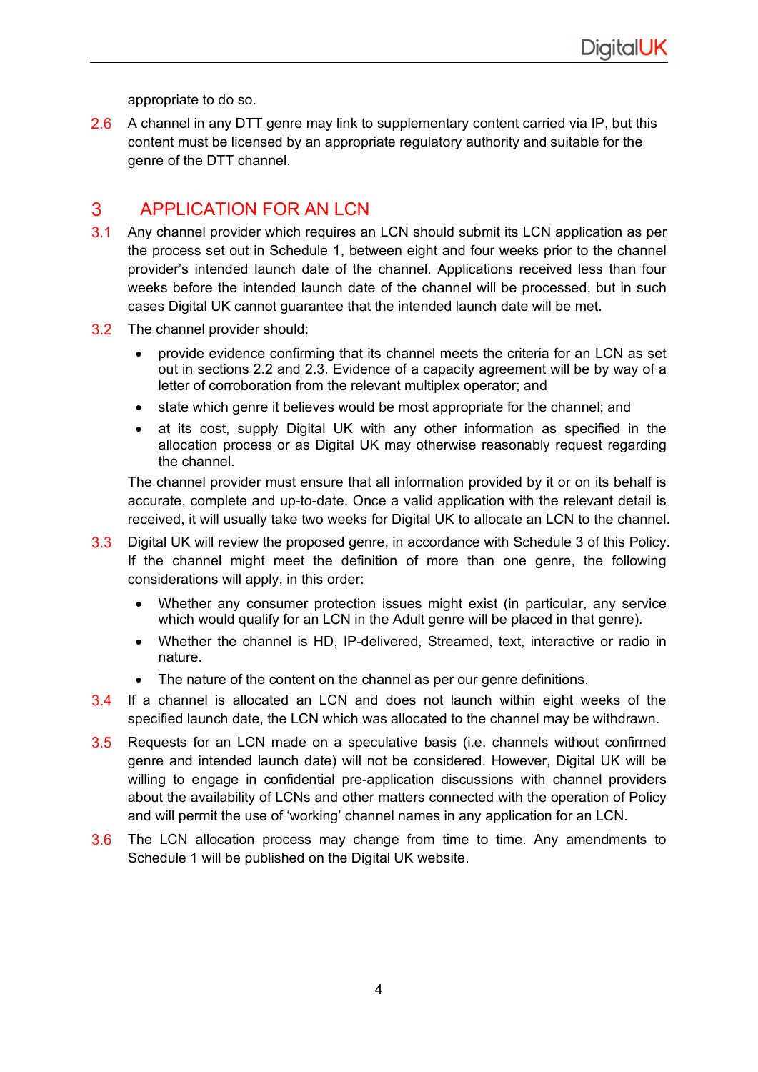appropriate to do so.

2.6 A channel in any DTT genre may link to supplementary content carried via IP, but this content must be licensed by an appropriate regulatory authority and suitable for the genre of the DTT channel.

## 3 APPLICATION FOR AN LCN

3.1 Any channel provider which requires an LCN should submit its LCN application as per the process set out in Schedule 1, between eight and four weeks prior to the channel provider's intended launch date of the channel. Applications received less than four weeks before the intended launch date of the channel will be processed, but in such cases Digital UK cannot guarantee that the intended launch date will be met.

3.2 The channel provider should:

- provide evidence confirming that its channel meets the criteria for an LCN as set out in sections 2.2 and 2.3. Evidence of a capacity agreement will be by way of a letter of corroboration from the relevant multiplex operator; and
- state which genre it believes would be most appropriate for the channel; and
- at its cost, supply Digital UK with any other information as specified in the allocation process or as Digital UK may otherwise reasonably request regarding the channel.

The channel provider must ensure that all information provided by it or on its behalf is accurate, complete and up-to-date. Once a valid application with the relevant detail is received, it will usually take two weeks for Digital UK to allocate an LCN to the channel.

3.3 Digital UK will review the proposed genre, in accordance with Schedule 3 of this Policy. If the channel might meet the definition of more than one genre, the following considerations will apply, in this order:

- Whether any consumer protection issues might exist (in particular, any service which would qualify for an LCN in the Adult genre will be placed in that genre).
- Whether the channel is HD, IP-delivered, Streamed, text, interactive or radio in nature.
- The nature of the content on the channel as per our genre definitions.

3.4 If a channel is allocated an LCN and does not launch within eight weeks of the specified launch date, the LCN which was allocated to the channel may be withdrawn.

3.5 Requests for an LCN made on a speculative basis (i.e. channels without confirmed genre and intended launch date) will not be considered. However, Digital UK will be willing to engage in confidential pre-application discussions with channel providers about the availability of LCNs and other matters connected with the operation of Policy and will permit the use of 'working' channel names in any application for an LCN.

3.6 The LCN allocation process may change from time to time. Any amendments to Schedule 1 will be published on the Digital UK website.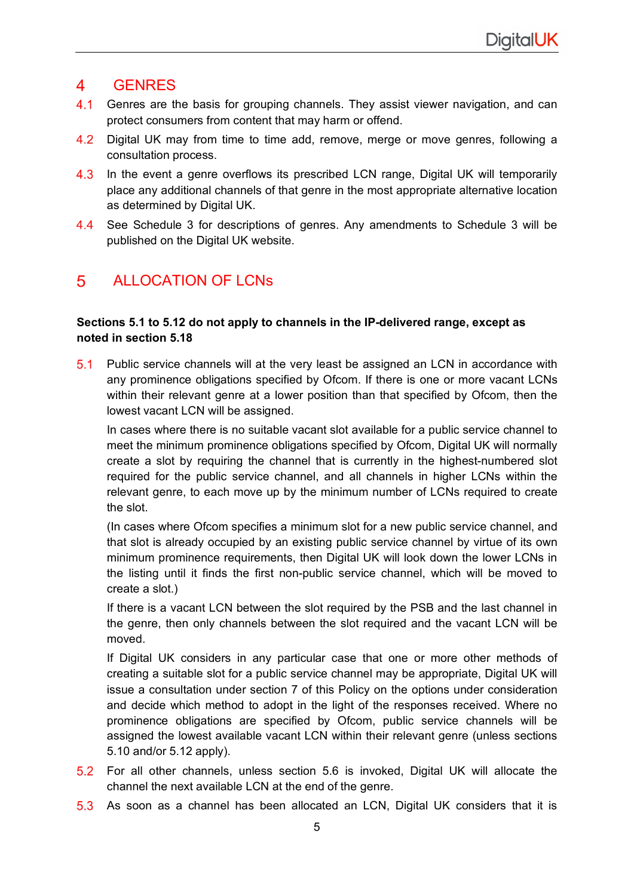# 4 GENRES

4.1 Genres are the basis for grouping channels. They assist viewer navigation, and can protect consumers from content that may harm or offend.

4.2 Digital UK may from time to time add, remove, merge or move genres, following a consultation process.

4.3 In the event a genre overflows its prescribed LCN range, Digital UK will temporarily place any additional channels of that genre in the most appropriate alternative location as determined by Digital UK.

4.4 See Schedule 3 for descriptions of genres. Any amendments to Schedule 3 will be published on the Digital UK website.

# 5 ALLOCATION OF LCNs

**Sections 5.1 to 5.12 do not apply to channels in the IP-delivered range, except as noted in section 5.18**

5.1 Public service channels will at the very least be assigned an LCN in accordance with any prominence obligations specified by Ofcom. If there is one or more vacant LCNs within their relevant genre at a lower position than that specified by Ofcom, then the lowest vacant LCN will be assigned.

In cases where there is no suitable vacant slot available for a public service channel to meet the minimum prominence obligations specified by Ofcom, Digital UK will normally create a slot by requiring the channel that is currently in the highest-numbered slot required for the public service channel, and all channels in higher LCNs within the relevant genre, to each move up by the minimum number of LCNs required to create the slot.

(In cases where Ofcom specifies a minimum slot for a new public service channel, and that slot is already occupied by an existing public service channel by virtue of its own minimum prominence requirements, then Digital UK will look down the lower LCNs in the listing until it finds the first non-public service channel, which will be moved to create a slot.)

If there is a vacant LCN between the slot required by the PSB and the last channel in the genre, then only channels between the slot required and the vacant LCN will be moved.

If Digital UK considers in any particular case that one or more other methods of creating a suitable slot for a public service channel may be appropriate, Digital UK will issue a consultation under section 7 of this Policy on the options under consideration and decide which method to adopt in the light of the responses received. Where no prominence obligations are specified by Ofcom, public service channels will be assigned the lowest available vacant LCN within their relevant genre (unless sections 5.10 and/or 5.12 apply).

5.2 For all other channels, unless section 5.6 is invoked, Digital UK will allocate the channel the next available LCN at the end of the genre.

5.3 As soon as a channel has been allocated an LCN, Digital UK considers that it is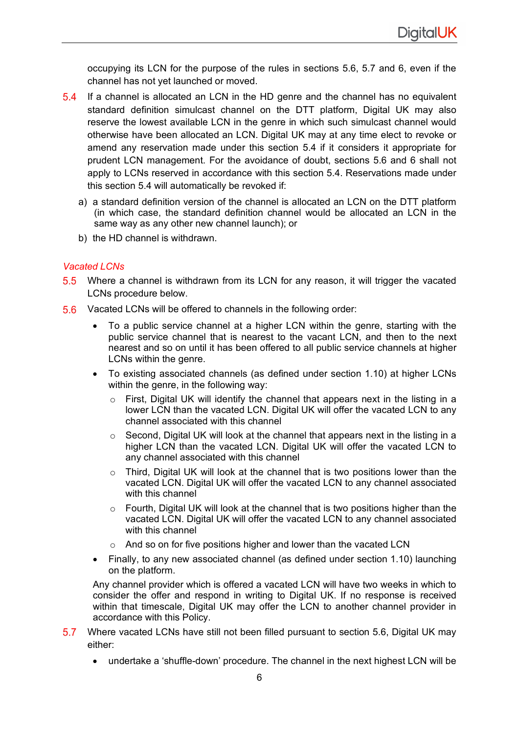occupying its LCN for the purpose of the rules in sections 5.6, 5.7 and 6, even if the channel has not yet launched or moved.

5.4 If a channel is allocated an LCN in the HD genre and the channel has no equivalent standard definition simulcast channel on the DTT platform, Digital UK may also reserve the lowest available LCN in the genre in which such simulcast channel would otherwise have been allocated an LCN. Digital UK may at any time elect to revoke or amend any reservation made under this section 5.4 if it considers it appropriate for prudent LCN management. For the avoidance of doubt, sections 5.6 and 6 shall not apply to LCNs reserved in accordance with this section 5.4. Reservations made under this section 5.4 will automatically be revoked if:

a) a standard definition version of the channel is allocated an LCN on the DTT platform (in which case, the standard definition channel would be allocated an LCN in the same way as any other new channel launch); or
b) the HD channel is withdrawn.

*Vacated LCNs*

5.5 Where a channel is withdrawn from its LCN for any reason, it will trigger the vacated LCNs procedure below.

5.6 Vacated LCNs will be offered to channels in the following order:

- To a public service channel at a higher LCN within the genre, starting with the public service channel that is nearest to the vacant LCN, and then to the next nearest and so on until it has been offered to all public service channels at higher LCNs within the genre.
- To existing associated channels (as defined under section 1.10) at higher LCNs within the genre, in the following way:
  - First, Digital UK will identify the channel that appears next in the listing in a lower LCN than the vacated LCN. Digital UK will offer the vacated LCN to any channel associated with this channel
  - Second, Digital UK will look at the channel that appears next in the listing in a higher LCN than the vacated LCN. Digital UK will offer the vacated LCN to any channel associated with this channel
  - Third, Digital UK will look at the channel that is two positions lower than the vacated LCN. Digital UK will offer the vacated LCN to any channel associated with this channel
  - Fourth, Digital UK will look at the channel that is two positions higher than the vacated LCN. Digital UK will offer the vacated LCN to any channel associated with this channel
  - And so on for five positions higher and lower than the vacated LCN
- Finally, to any new associated channel (as defined under section 1.10) launching on the platform.

Any channel provider which is offered a vacated LCN will have two weeks in which to consider the offer and respond in writing to Digital UK. If no response is received within that timescale, Digital UK may offer the LCN to another channel provider in accordance with this Policy.

5.7 Where vacated LCNs have still not been filled pursuant to section 5.6, Digital UK may either:

- undertake a 'shuffle-down' procedure. The channel in the next highest LCN will be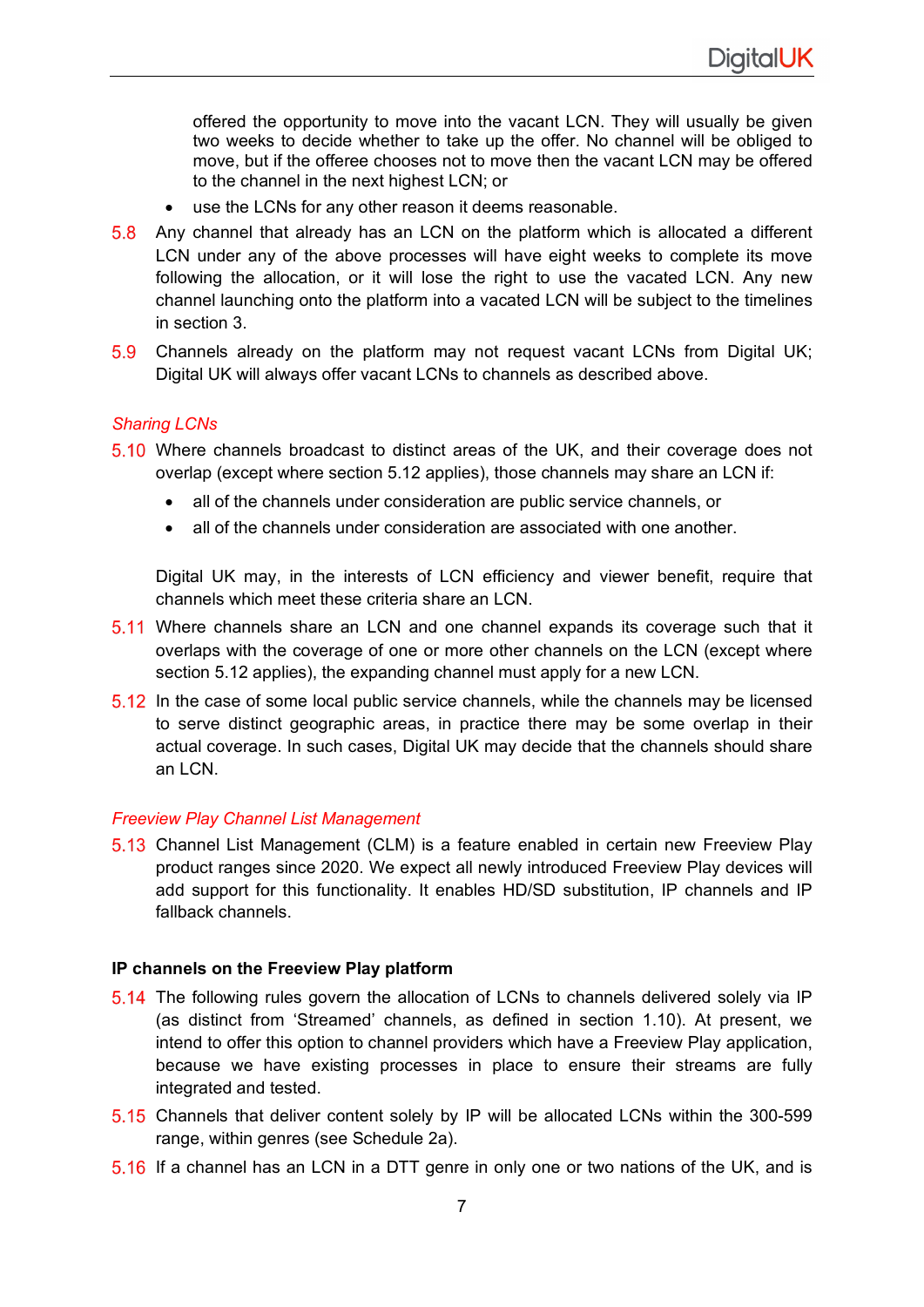offered the opportunity to move into the vacant LCN. They will usually be given two weeks to decide whether to take up the offer. No channel will be obliged to move, but if the offeree chooses not to move then the vacant LCN may be offered to the channel in the next highest LCN; or

- use the LCNs for any other reason it deems reasonable.

5.8 Any channel that already has an LCN on the platform which is allocated a different LCN under any of the above processes will have eight weeks to complete its move following the allocation, or it will lose the right to use the vacated LCN. Any new channel launching onto the platform into a vacated LCN will be subject to the timelines in section 3.

5.9 Channels already on the platform may not request vacant LCNs from Digital UK; Digital UK will always offer vacant LCNs to channels as described above.

*Sharing LCNs*

5.10 Where channels broadcast to distinct areas of the UK, and their coverage does not overlap (except where section 5.12 applies), those channels may share an LCN if:

- all of the channels under consideration are public service channels, or
- all of the channels under consideration are associated with one another.

Digital UK may, in the interests of LCN efficiency and viewer benefit, require that channels which meet these criteria share an LCN.

5.11 Where channels share an LCN and one channel expands its coverage such that it overlaps with the coverage of one or more other channels on the LCN (except where section 5.12 applies), the expanding channel must apply for a new LCN.

5.12 In the case of some local public service channels, while the channels may be licensed to serve distinct geographic areas, in practice there may be some overlap in their actual coverage. In such cases, Digital UK may decide that the channels should share an LCN.

*Freeview Play Channel List Management*

5.13 Channel List Management (CLM) is a feature enabled in certain new Freeview Play product ranges since 2020. We expect all newly introduced Freeview Play devices will add support for this functionality. It enables HD/SD substitution, IP channels and IP fallback channels.

**IP channels on the Freeview Play platform**

5.14 The following rules govern the allocation of LCNs to channels delivered solely via IP (as distinct from 'Streamed' channels, as defined in section 1.10). At present, we intend to offer this option to channel providers which have a Freeview Play application, because we have existing processes in place to ensure their streams are fully integrated and tested.

5.15 Channels that deliver content solely by IP will be allocated LCNs within the 300-599 range, within genres (see Schedule 2a).

5.16 If a channel has an LCN in a DTT genre in only one or two nations of the UK, and is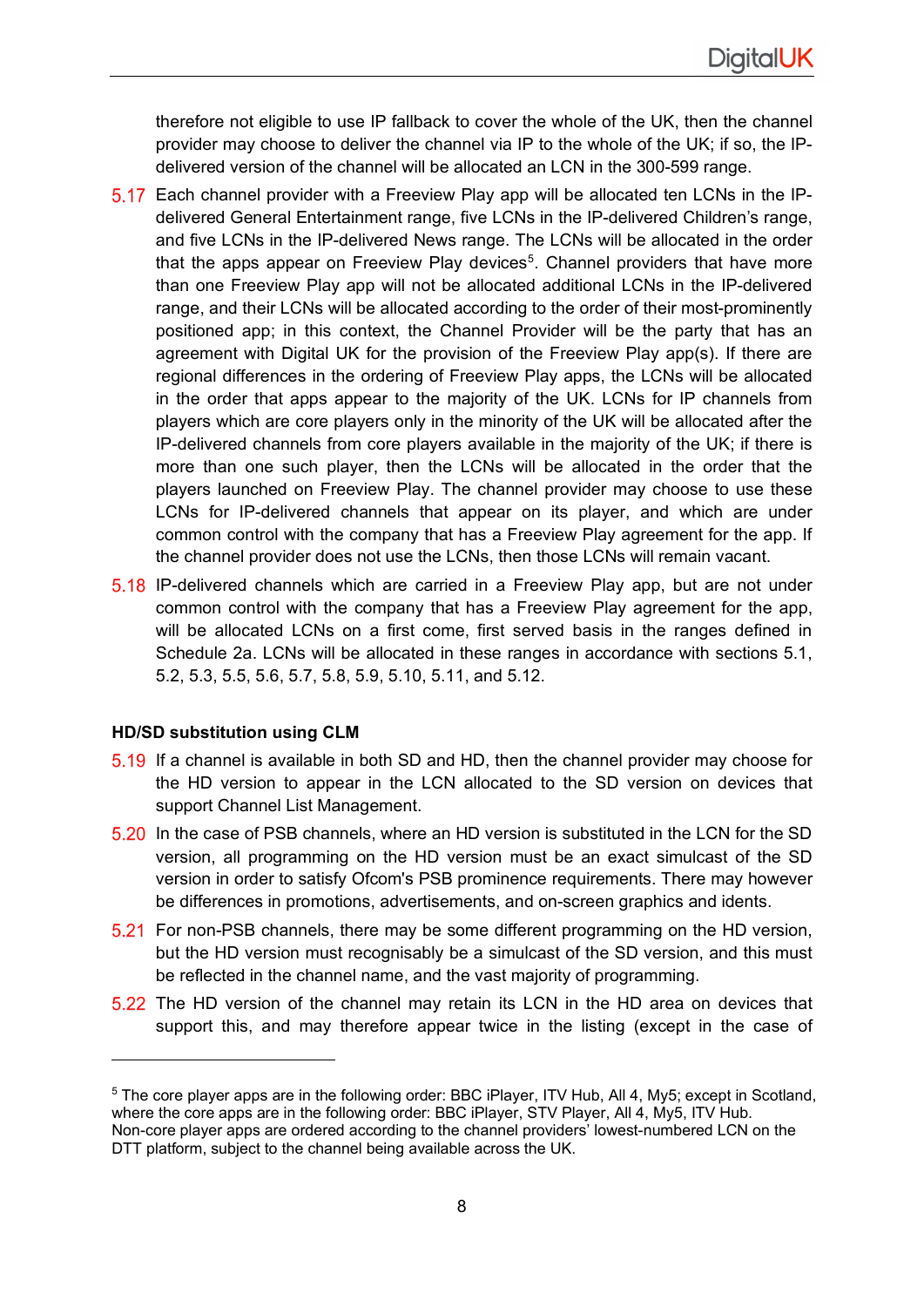therefore not eligible to use IP fallback to cover the whole of the UK, then the channel provider may choose to deliver the channel via IP to the whole of the UK; if so, the IP-delivered version of the channel will be allocated an LCN in the 300-599 range.

5.17 Each channel provider with a Freeview Play app will be allocated ten LCNs in the IP-delivered General Entertainment range, five LCNs in the IP-delivered Children's range, and five LCNs in the IP-delivered News range. The LCNs will be allocated in the order that the apps appear on Freeview Play devices[5]. Channel providers that have more than one Freeview Play app will not be allocated additional LCNs in the IP-delivered range, and their LCNs will be allocated according to the order of their most-prominently positioned app; in this context, the Channel Provider will be the party that has an agreement with Digital UK for the provision of the Freeview Play app(s). If there are regional differences in the ordering of Freeview Play apps, the LCNs will be allocated in the order that apps appear to the majority of the UK. LCNs for IP channels from players which are core players only in the minority of the UK will be allocated after the IP-delivered channels from core players available in the majority of the UK; if there is more than one such player, then the LCNs will be allocated in the order that the players launched on Freeview Play. The channel provider may choose to use these LCNs for IP-delivered channels that appear on its player, and which are under common control with the company that has a Freeview Play agreement for the app. If the channel provider does not use the LCNs, then those LCNs will remain vacant.

5.18 IP-delivered channels which are carried in a Freeview Play app, but are not under common control with the company that has a Freeview Play agreement for the app, will be allocated LCNs on a first come, first served basis in the ranges defined in Schedule 2a. LCNs will be allocated in these ranges in accordance with sections 5.1, 5.2, 5.3, 5.5, 5.6, 5.7, 5.8, 5.9, 5.10, 5.11, and 5.12.

#### HD/SD substitution using CLM

5.19 If a channel is available in both SD and HD, then the channel provider may choose for the HD version to appear in the LCN allocated to the SD version on devices that support Channel List Management.

5.20 In the case of PSB channels, where an HD version is substituted in the LCN for the SD version, all programming on the HD version must be an exact simulcast of the SD version in order to satisfy Ofcom's PSB prominence requirements. There may however be differences in promotions, advertisements, and on-screen graphics and idents.

5.21 For non-PSB channels, there may be some different programming on the HD version, but the HD version must recognisably be a simulcast of the SD version, and this must be reflected in the channel name, and the vast majority of programming.

5.22 The HD version of the channel may retain its LCN in the HD area on devices that support this, and may therefore appear twice in the listing (except in the case of

---

[5] The core player apps are in the following order: BBC iPlayer, ITV Hub, All 4, My5; except in Scotland, where the core apps are in the following order: BBC iPlayer, STV Player, All 4, My5, ITV Hub. Non-core player apps are ordered according to the channel providers' lowest-numbered LCN on the DTT platform, subject to the channel being available across the UK.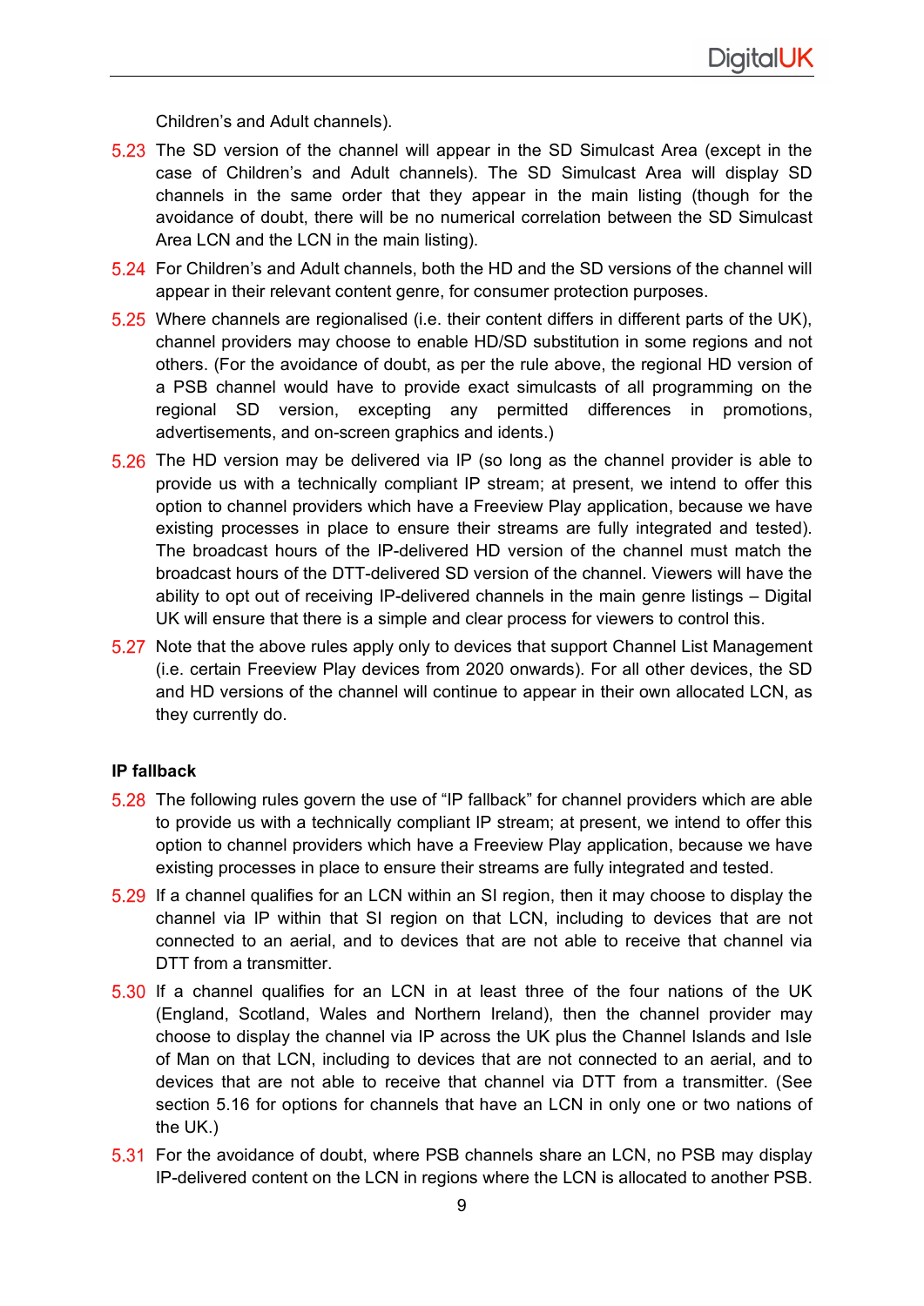Children's and Adult channels).

5.23 The SD version of the channel will appear in the SD Simulcast Area (except in the case of Children's and Adult channels). The SD Simulcast Area will display SD channels in the same order that they appear in the main listing (though for the avoidance of doubt, there will be no numerical correlation between the SD Simulcast Area LCN and the LCN in the main listing).

5.24 For Children's and Adult channels, both the HD and the SD versions of the channel will appear in their relevant content genre, for consumer protection purposes.

5.25 Where channels are regionalised (i.e. their content differs in different parts of the UK), channel providers may choose to enable HD/SD substitution in some regions and not others. (For the avoidance of doubt, as per the rule above, the regional HD version of a PSB channel would have to provide exact simulcasts of all programming on the regional SD version, excepting any permitted differences in promotions, advertisements, and on-screen graphics and idents.)

5.26 The HD version may be delivered via IP (so long as the channel provider is able to provide us with a technically compliant IP stream; at present, we intend to offer this option to channel providers which have a Freeview Play application, because we have existing processes in place to ensure their streams are fully integrated and tested). The broadcast hours of the IP-delivered HD version of the channel must match the broadcast hours of the DTT-delivered SD version of the channel. Viewers will have the ability to opt out of receiving IP-delivered channels in the main genre listings – Digital UK will ensure that there is a simple and clear process for viewers to control this.

5.27 Note that the above rules apply only to devices that support Channel List Management (i.e. certain Freeview Play devices from 2020 onwards). For all other devices, the SD and HD versions of the channel will continue to appear in their own allocated LCN, as they currently do.

**IP fallback**

5.28 The following rules govern the use of "IP fallback" for channel providers which are able to provide us with a technically compliant IP stream; at present, we intend to offer this option to channel providers which have a Freeview Play application, because we have existing processes in place to ensure their streams are fully integrated and tested.

5.29 If a channel qualifies for an LCN within an SI region, then it may choose to display the channel via IP within that SI region on that LCN, including to devices that are not connected to an aerial, and to devices that are not able to receive that channel via DTT from a transmitter.

5.30 If a channel qualifies for an LCN in at least three of the four nations of the UK (England, Scotland, Wales and Northern Ireland), then the channel provider may choose to display the channel via IP across the UK plus the Channel Islands and Isle of Man on that LCN, including to devices that are not connected to an aerial, and to devices that are not able to receive that channel via DTT from a transmitter. (See section 5.16 for options for channels that have an LCN in only one or two nations of the UK.)

5.31 For the avoidance of doubt, where PSB channels share an LCN, no PSB may display IP-delivered content on the LCN in regions where the LCN is allocated to another PSB.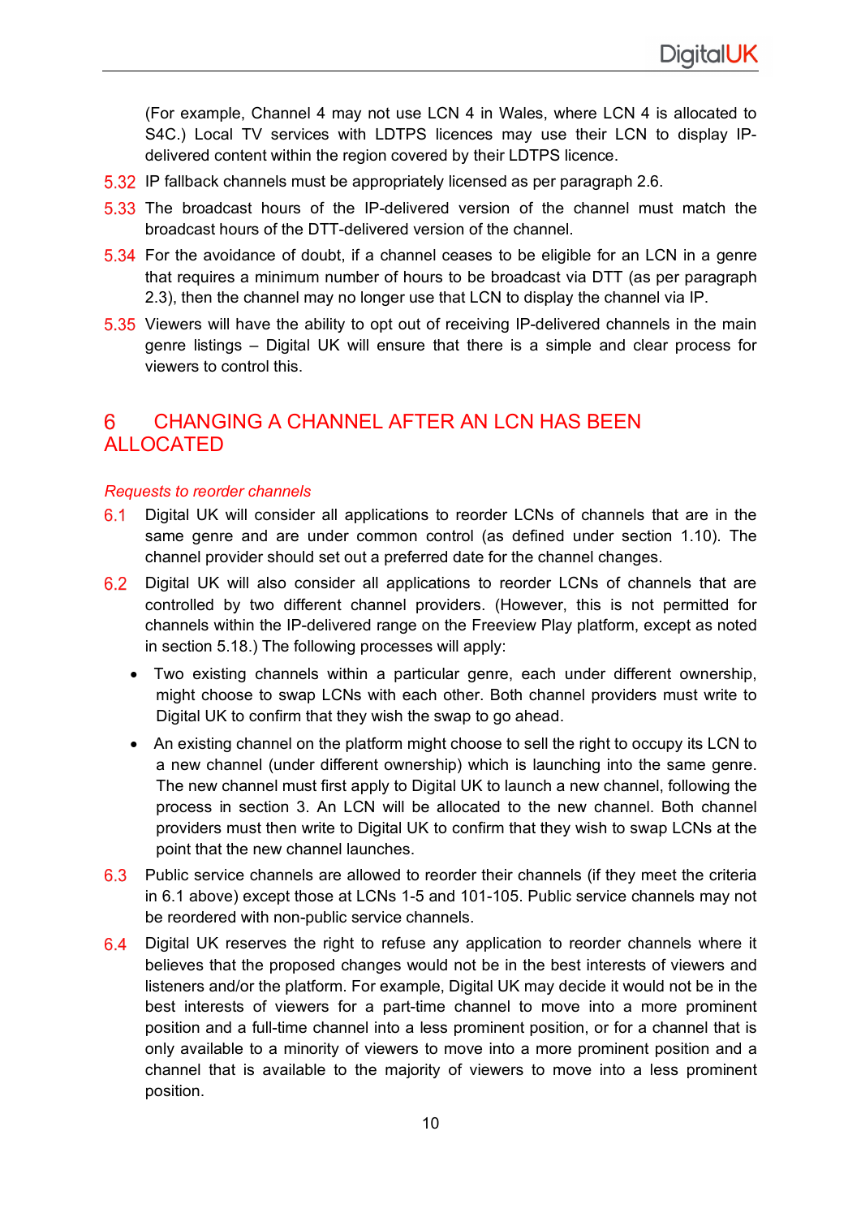(For example, Channel 4 may not use LCN 4 in Wales, where LCN 4 is allocated to S4C.) Local TV services with LDTPS licences may use their LCN to display IP-delivered content within the region covered by their LDTPS licence.

5.32 IP fallback channels must be appropriately licensed as per paragraph 2.6.

5.33 The broadcast hours of the IP-delivered version of the channel must match the broadcast hours of the DTT-delivered version of the channel.

5.34 For the avoidance of doubt, if a channel ceases to be eligible for an LCN in a genre that requires a minimum number of hours to be broadcast via DTT (as per paragraph 2.3), then the channel may no longer use that LCN to display the channel via IP.

5.35 Viewers will have the ability to opt out of receiving IP-delivered channels in the main genre listings – Digital UK will ensure that there is a simple and clear process for viewers to control this.

# 6 CHANGING A CHANNEL AFTER AN LCN HAS BEEN ALLOCATED

*Requests to reorder channels*

6.1 Digital UK will consider all applications to reorder LCNs of channels that are in the same genre and are under common control (as defined under section 1.10). The channel provider should set out a preferred date for the channel changes.

6.2 Digital UK will also consider all applications to reorder LCNs of channels that are controlled by two different channel providers. (However, this is not permitted for channels within the IP-delivered range on the Freeview Play platform, except as noted in section 5.18.) The following processes will apply:

- Two existing channels within a particular genre, each under different ownership, might choose to swap LCNs with each other. Both channel providers must write to Digital UK to confirm that they wish the swap to go ahead.
- An existing channel on the platform might choose to sell the right to occupy its LCN to a new channel (under different ownership) which is launching into the same genre. The new channel must first apply to Digital UK to launch a new channel, following the process in section 3. An LCN will be allocated to the new channel. Both channel providers must then write to Digital UK to confirm that they wish to swap LCNs at the point that the new channel launches.

6.3 Public service channels are allowed to reorder their channels (if they meet the criteria in 6.1 above) except those at LCNs 1-5 and 101-105. Public service channels may not be reordered with non-public service channels.

6.4 Digital UK reserves the right to refuse any application to reorder channels where it believes that the proposed changes would not be in the best interests of viewers and listeners and/or the platform. For example, Digital UK may decide it would not be in the best interests of viewers for a part-time channel to move into a more prominent position and a full-time channel into a less prominent position, or for a channel that is only available to a minority of viewers to move into a more prominent position and a channel that is available to the majority of viewers to move into a less prominent position.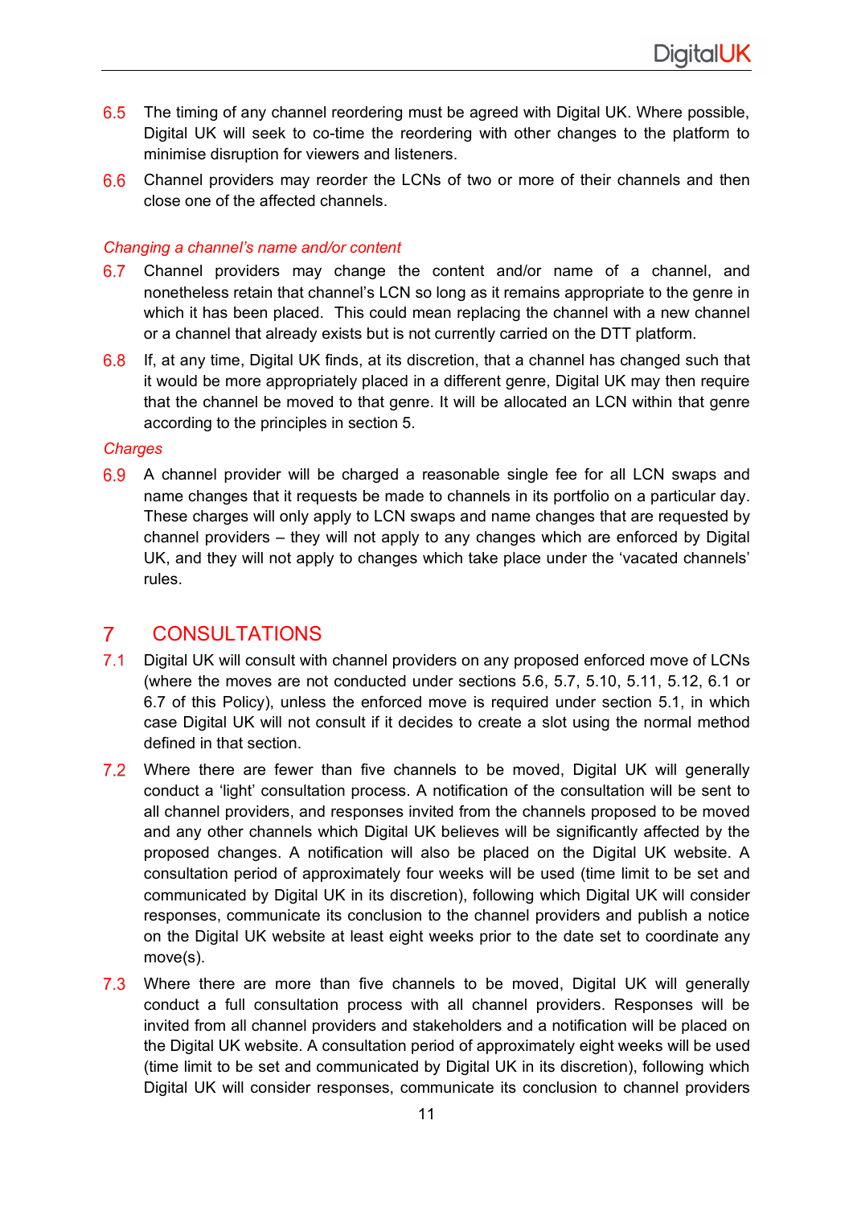6.5 The timing of any channel reordering must be agreed with Digital UK. Where possible, Digital UK will seek to co-time the reordering with other changes to the platform to minimise disruption for viewers and listeners.

6.6 Channel providers may reorder the LCNs of two or more of their channels and then close one of the affected channels.

*Changing a channel's name and/or content*

6.7 Channel providers may change the content and/or name of a channel, and nonetheless retain that channel's LCN so long as it remains appropriate to the genre in which it has been placed. This could mean replacing the channel with a new channel or a channel that already exists but is not currently carried on the DTT platform.

6.8 If, at any time, Digital UK finds, at its discretion, that a channel has changed such that it would be more appropriately placed in a different genre, Digital UK may then require that the channel be moved to that genre. It will be allocated an LCN within that genre according to the principles in section 5.

*Charges*

6.9 A channel provider will be charged a reasonable single fee for all LCN swaps and name changes that it requests be made to channels in its portfolio on a particular day. These charges will only apply to LCN swaps and name changes that are requested by channel providers – they will not apply to any changes which are enforced by Digital UK, and they will not apply to changes which take place under the 'vacated channels' rules.

## 7 CONSULTATIONS

7.1 Digital UK will consult with channel providers on any proposed enforced move of LCNs (where the moves are not conducted under sections 5.6, 5.7, 5.10, 5.11, 5.12, 6.1 or 6.7 of this Policy), unless the enforced move is required under section 5.1, in which case Digital UK will not consult if it decides to create a slot using the normal method defined in that section.

7.2 Where there are fewer than five channels to be moved, Digital UK will generally conduct a 'light' consultation process. A notification of the consultation will be sent to all channel providers, and responses invited from the channels proposed to be moved and any other channels which Digital UK believes will be significantly affected by the proposed changes. A notification will also be placed on the Digital UK website. A consultation period of approximately four weeks will be used (time limit to be set and communicated by Digital UK in its discretion), following which Digital UK will consider responses, communicate its conclusion to the channel providers and publish a notice on the Digital UK website at least eight weeks prior to the date set to coordinate any move(s).

7.3 Where there are more than five channels to be moved, Digital UK will generally conduct a full consultation process with all channel providers. Responses will be invited from all channel providers and stakeholders and a notification will be placed on the Digital UK website. A consultation period of approximately eight weeks will be used (time limit to be set and communicated by Digital UK in its discretion), following which Digital UK will consider responses, communicate its conclusion to channel providers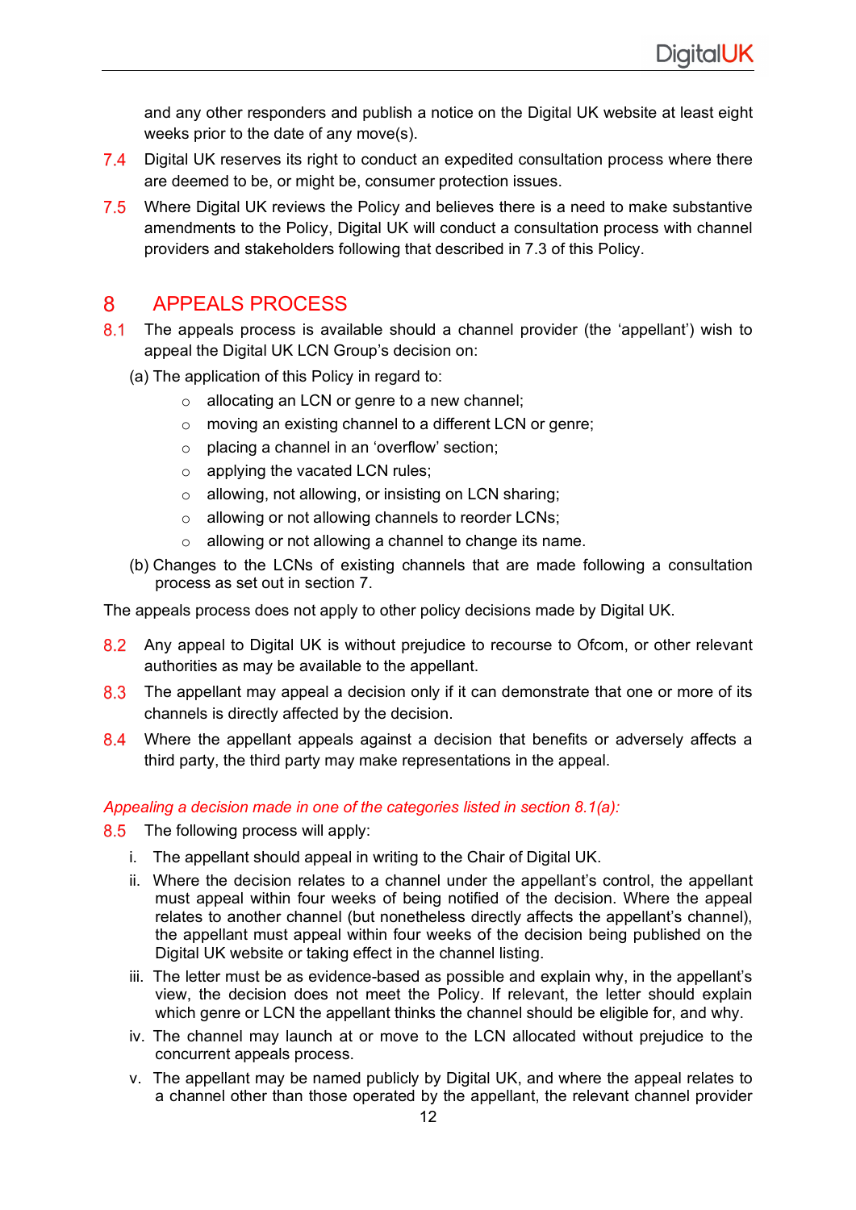and any other responders and publish a notice on the Digital UK website at least eight weeks prior to the date of any move(s).

7.4 Digital UK reserves its right to conduct an expedited consultation process where there are deemed to be, or might be, consumer protection issues.

7.5 Where Digital UK reviews the Policy and believes there is a need to make substantive amendments to the Policy, Digital UK will conduct a consultation process with channel providers and stakeholders following that described in 7.3 of this Policy.

## 8 APPEALS PROCESS

8.1 The appeals process is available should a channel provider (the 'appellant') wish to appeal the Digital UK LCN Group's decision on:

(a) The application of this Policy in regard to:

- allocating an LCN or genre to a new channel;
- moving an existing channel to a different LCN or genre;
- placing a channel in an 'overflow' section;
- applying the vacated LCN rules;
- allowing, not allowing, or insisting on LCN sharing;
- allowing or not allowing channels to reorder LCNs;
- allowing or not allowing a channel to change its name.

(b) Changes to the LCNs of existing channels that are made following a consultation process as set out in section 7.

The appeals process does not apply to other policy decisions made by Digital UK.

8.2 Any appeal to Digital UK is without prejudice to recourse to Ofcom, or other relevant authorities as may be available to the appellant.

8.3 The appellant may appeal a decision only if it can demonstrate that one or more of its channels is directly affected by the decision.

8.4 Where the appellant appeals against a decision that benefits or adversely affects a third party, the third party may make representations in the appeal.

*Appealing a decision made in one of the categories listed in section 8.1(a):*

8.5 The following process will apply:

i. The appellant should appeal in writing to the Chair of Digital UK.

ii. Where the decision relates to a channel under the appellant's control, the appellant must appeal within four weeks of being notified of the decision. Where the appeal relates to another channel (but nonetheless directly affects the appellant's channel), the appellant must appeal within four weeks of the decision being published on the Digital UK website or taking effect in the channel listing.

iii. The letter must be as evidence-based as possible and explain why, in the appellant's view, the decision does not meet the Policy. If relevant, the letter should explain which genre or LCN the appellant thinks the channel should be eligible for, and why.

iv. The channel may launch at or move to the LCN allocated without prejudice to the concurrent appeals process.

v. The appellant may be named publicly by Digital UK, and where the appeal relates to a channel other than those operated by the appellant, the relevant channel provider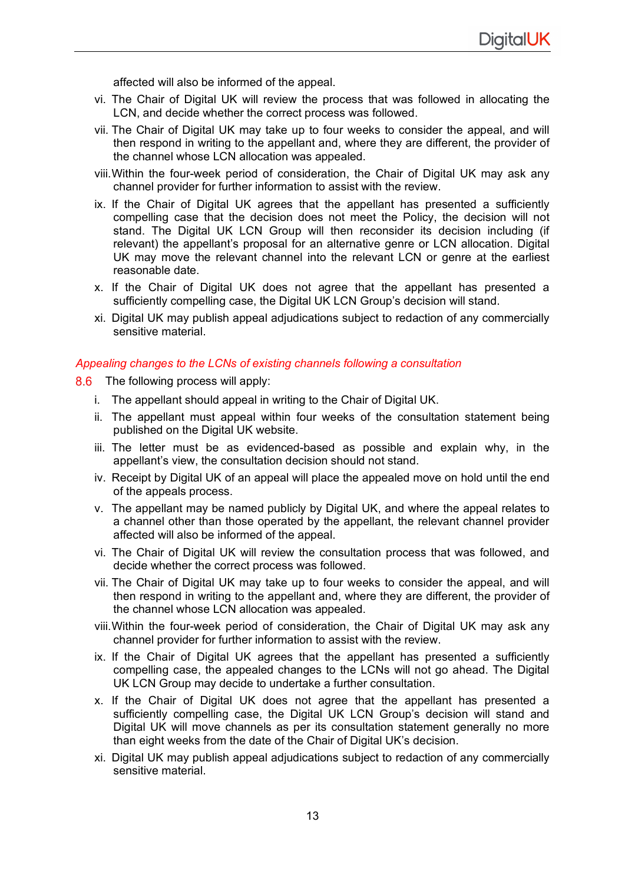affected will also be informed of the appeal.

vi. The Chair of Digital UK will review the process that was followed in allocating the LCN, and decide whether the correct process was followed.

vii. The Chair of Digital UK may take up to four weeks to consider the appeal, and will then respond in writing to the appellant and, where they are different, the provider of the channel whose LCN allocation was appealed.

viii. Within the four-week period of consideration, the Chair of Digital UK may ask any channel provider for further information to assist with the review.

ix. If the Chair of Digital UK agrees that the appellant has presented a sufficiently compelling case that the decision does not meet the Policy, the decision will not stand. The Digital UK LCN Group will then reconsider its decision including (if relevant) the appellant's proposal for an alternative genre or LCN allocation. Digital UK may move the relevant channel into the relevant LCN or genre at the earliest reasonable date.

x. If the Chair of Digital UK does not agree that the appellant has presented a sufficiently compelling case, the Digital UK LCN Group's decision will stand.

xi. Digital UK may publish appeal adjudications subject to redaction of any commercially sensitive material.

*Appealing changes to the LCNs of existing channels following a consultation*

8.6 The following process will apply:

i. The appellant should appeal in writing to the Chair of Digital UK.

ii. The appellant must appeal within four weeks of the consultation statement being published on the Digital UK website.

iii. The letter must be as evidenced-based as possible and explain why, in the appellant's view, the consultation decision should not stand.

iv. Receipt by Digital UK of an appeal will place the appealed move on hold until the end of the appeals process.

v. The appellant may be named publicly by Digital UK, and where the appeal relates to a channel other than those operated by the appellant, the relevant channel provider affected will also be informed of the appeal.

vi. The Chair of Digital UK will review the consultation process that was followed, and decide whether the correct process was followed.

vii. The Chair of Digital UK may take up to four weeks to consider the appeal, and will then respond in writing to the appellant and, where they are different, the provider of the channel whose LCN allocation was appealed.

viii. Within the four-week period of consideration, the Chair of Digital UK may ask any channel provider for further information to assist with the review.

ix. If the Chair of Digital UK agrees that the appellant has presented a sufficiently compelling case, the appealed changes to the LCNs will not go ahead. The Digital UK LCN Group may decide to undertake a further consultation.

x. If the Chair of Digital UK does not agree that the appellant has presented a sufficiently compelling case, the Digital UK LCN Group's decision will stand and Digital UK will move channels as per its consultation statement generally no more than eight weeks from the date of the Chair of Digital UK's decision.

xi. Digital UK may publish appeal adjudications subject to redaction of any commercially sensitive material.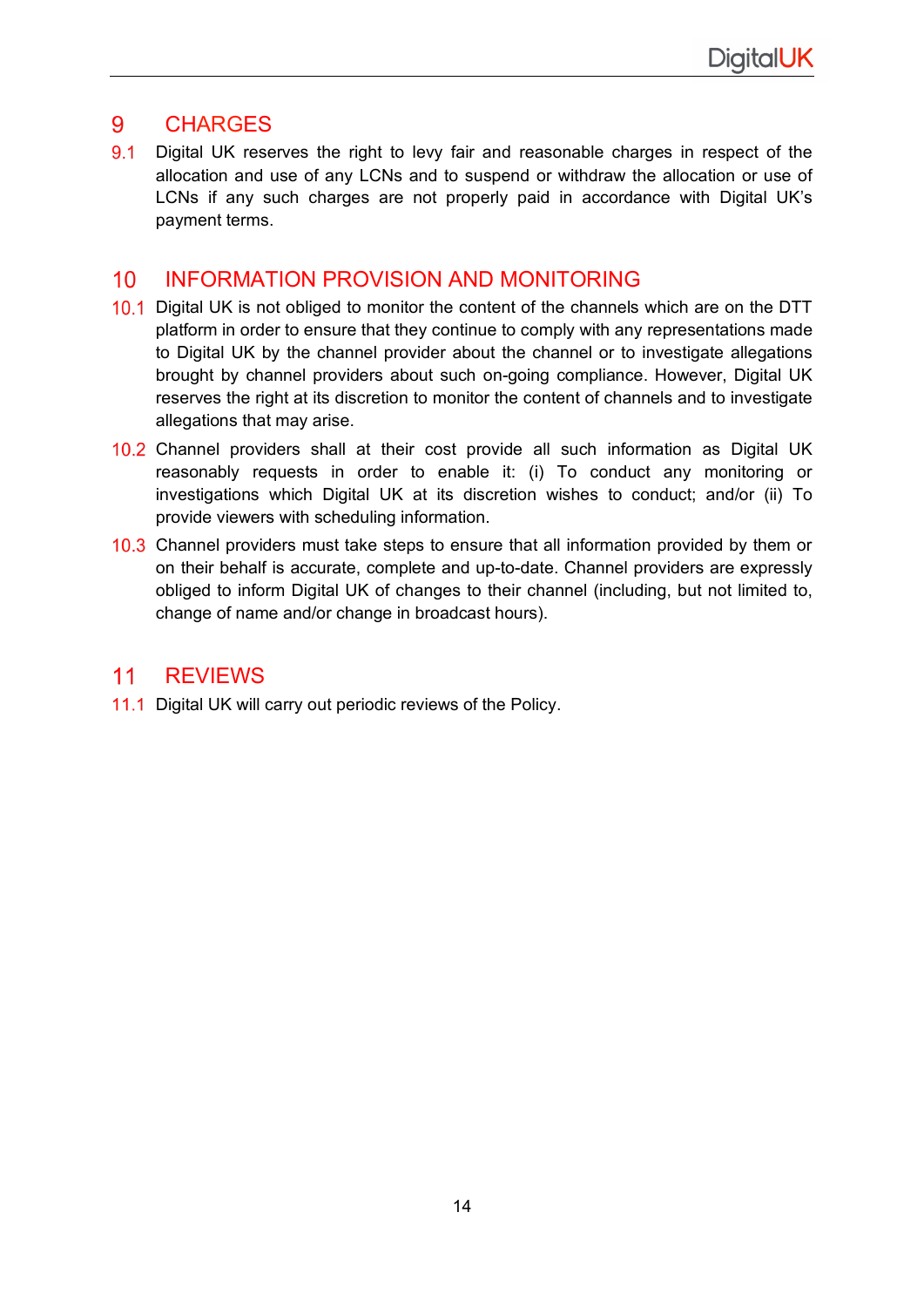# 9 CHARGES

9.1 Digital UK reserves the right to levy fair and reasonable charges in respect of the allocation and use of any LCNs and to suspend or withdraw the allocation or use of LCNs if any such charges are not properly paid in accordance with Digital UK's payment terms.

# 10 INFORMATION PROVISION AND MONITORING

10.1 Digital UK is not obliged to monitor the content of the channels which are on the DTT platform in order to ensure that they continue to comply with any representations made to Digital UK by the channel provider about the channel or to investigate allegations brought by channel providers about such on-going compliance. However, Digital UK reserves the right at its discretion to monitor the content of channels and to investigate allegations that may arise.

10.2 Channel providers shall at their cost provide all such information as Digital UK reasonably requests in order to enable it: (i) To conduct any monitoring or investigations which Digital UK at its discretion wishes to conduct; and/or (ii) To provide viewers with scheduling information.

10.3 Channel providers must take steps to ensure that all information provided by them or on their behalf is accurate, complete and up-to-date. Channel providers are expressly obliged to inform Digital UK of changes to their channel (including, but not limited to, change of name and/or change in broadcast hours).

# 11 REVIEWS

11.1 Digital UK will carry out periodic reviews of the Policy.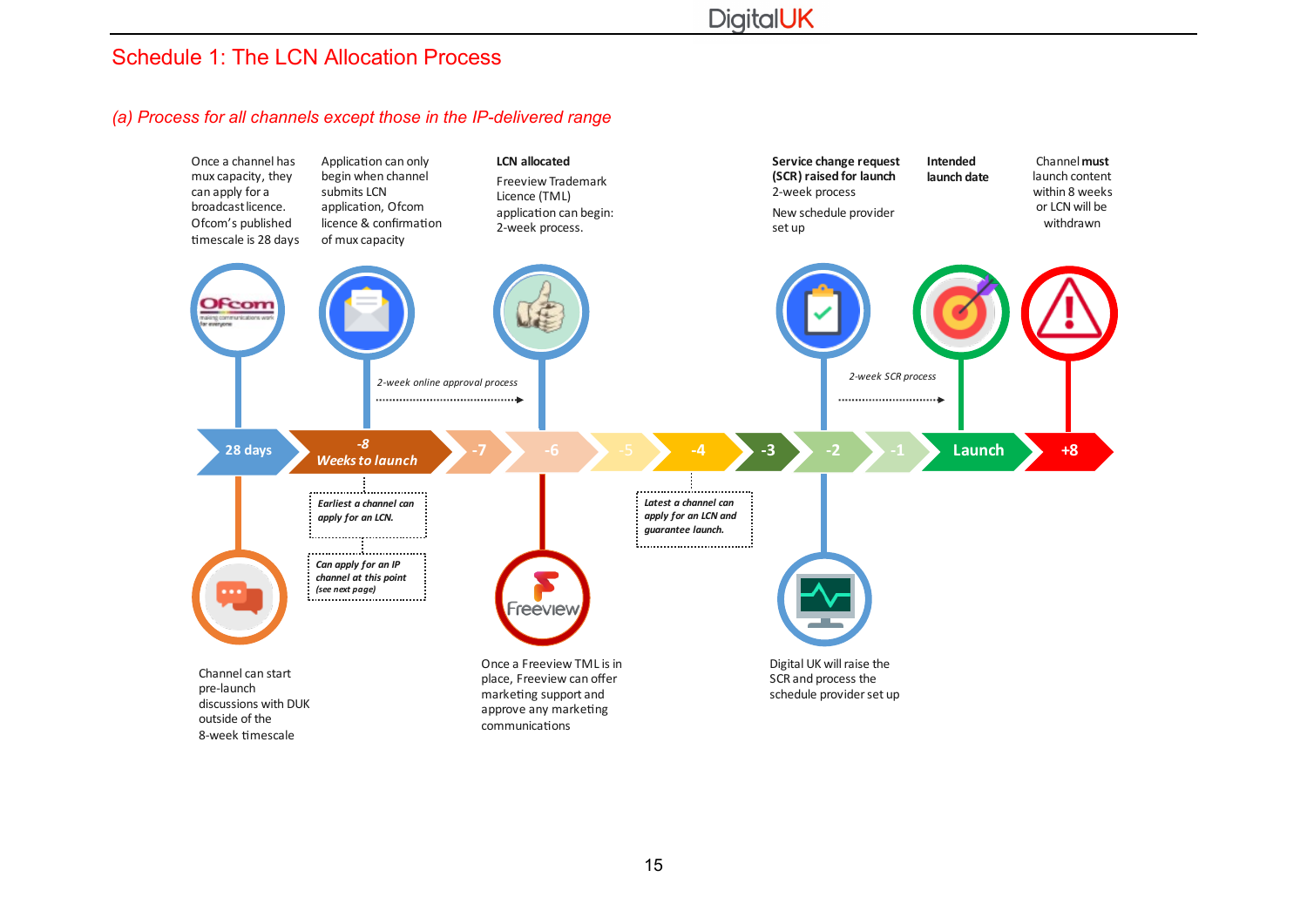# Schedule 1: The LCN Allocation Process

*(a) Process for all channels except those in the IP-delivered range*

Once a channel has mux capacity, they can apply for a broadcast licence. Ofcom's published timescale is 28 days

Application can only begin when channel submits LCN application, Ofcom licence & confirmation of mux capacity

**LCN allocated**

Freeview Trademark Licence (TML) application can begin: 2-week process.

**Service change request (SCR) raised for launch**
2-week process

New schedule provider set up

**Intended launch date**

Channel **must** launch content within 8 weeks or LCN will be withdrawn

*2-week online approval process*

*2-week SCR process*

28 days | -8 *Weeks to launch* | -7 | -6 | -5 | -4 | -3 | -2 | -1 | Launch | +8

***Earliest a channel can apply for an LCN.***

***Can apply for an IP channel at this point*** *(see next page)*

***Latest a channel can apply for an LCN and guarantee launch.***

Channel can start pre-launch discussions with DUK outside of the 8-week timescale

Once a Freeview TML is in place, Freeview can offer marketing support and approve any marketing communications

Digital UK will raise the SCR and process the schedule provider set up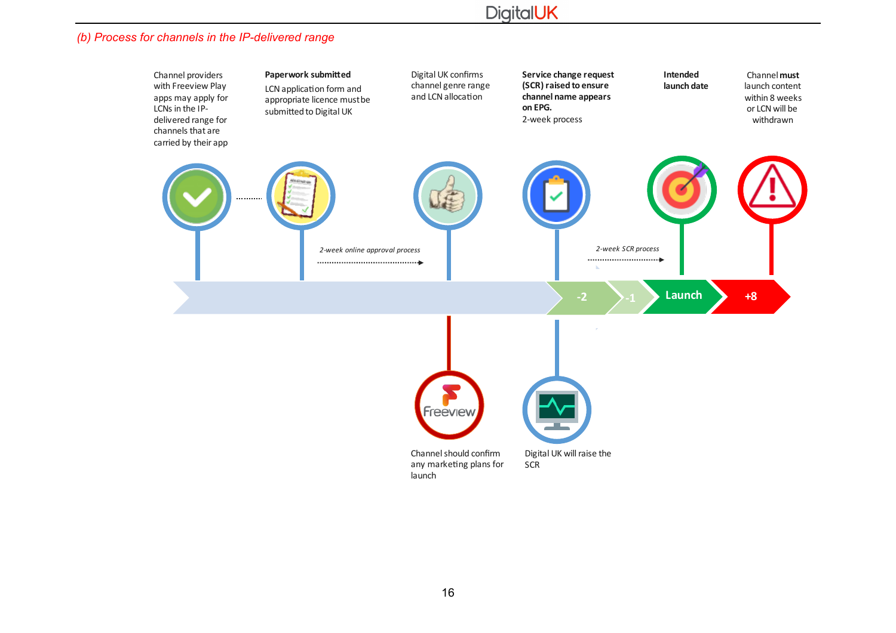*(b) Process for channels in the IP-delivered range*

Channel providers with Freeview Play apps may apply for LCNs in the IP-delivered range for channels that are carried by their app

**Paperwork submitted**

LCN application form and appropriate licence must be submitted to Digital UK

*2-week online approval process*

Digital UK confirms channel genre range and LCN allocation

**Service change request (SCR) raised to ensure channel name appears on EPG.**

2-week process

*2-week SCR process*

**Intended launch date**

Channel **must** launch content within 8 weeks or LCN will be withdrawn

-2

-1

Launch

+8

Channel should confirm any marketing plans for launch

Digital UK will raise the SCR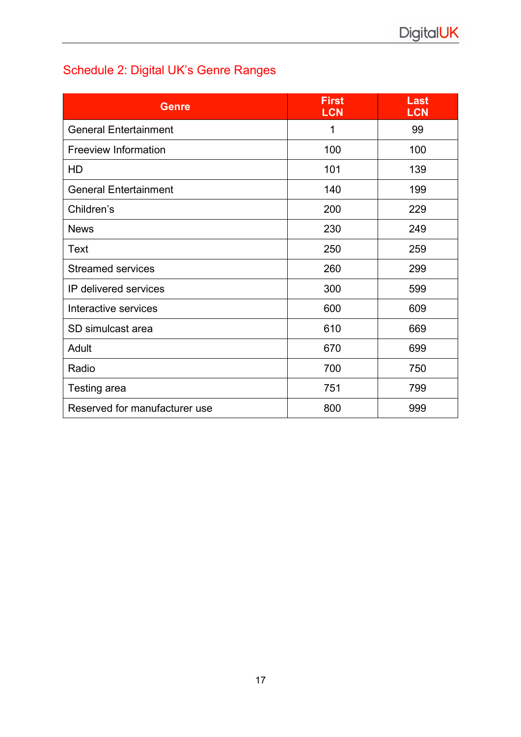## Schedule 2: Digital UK's Genre Ranges

| Genre | First LCN | Last LCN |
|---|---|---|
| General Entertainment | 1 | 99 |
| Freeview Information | 100 | 100 |
| HD | 101 | 139 |
| General Entertainment | 140 | 199 |
| Children's | 200 | 229 |
| News | 230 | 249 |
| Text | 250 | 259 |
| Streamed services | 260 | 299 |
| IP delivered services | 300 | 599 |
| Interactive services | 600 | 609 |
| SD simulcast area | 610 | 669 |
| Adult | 670 | 699 |
| Radio | 700 | 750 |
| Testing area | 751 | 799 |
| Reserved for manufacturer use | 800 | 999 |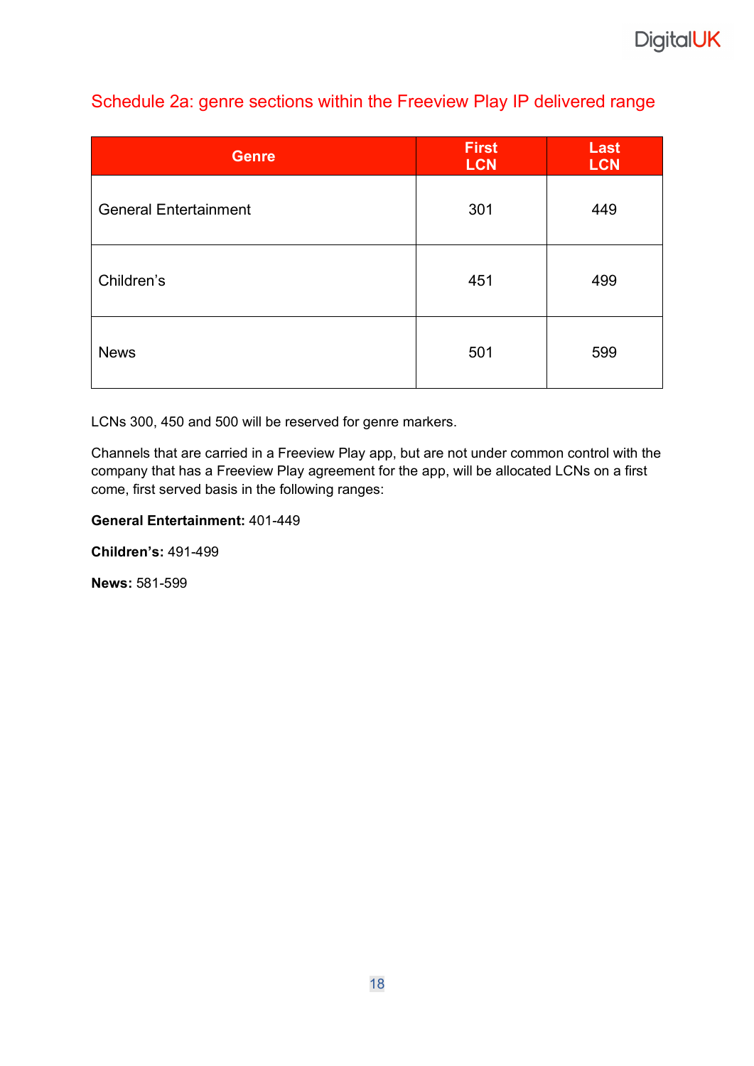## Schedule 2a: genre sections within the Freeview Play IP delivered range

| Genre | First LCN | Last LCN |
|---|---|---|
| General Entertainment | 301 | 449 |
| Children's | 451 | 499 |
| News | 501 | 599 |

LCNs 300, 450 and 500 will be reserved for genre markers.

Channels that are carried in a Freeview Play app, but are not under common control with the company that has a Freeview Play agreement for the app, will be allocated LCNs on a first come, first served basis in the following ranges:

**General Entertainment:** 401-449

**Children's:** 491-499

**News:** 581-599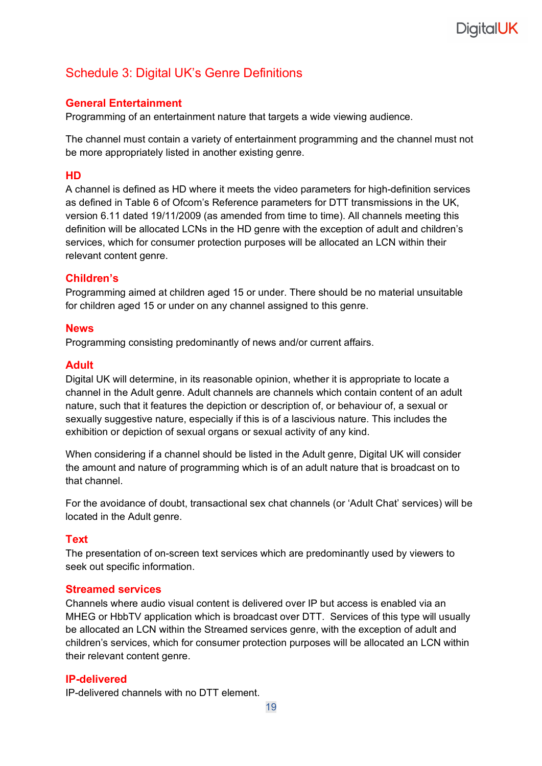# Schedule 3: Digital UK's Genre Definitions

## General Entertainment

Programming of an entertainment nature that targets a wide viewing audience.

The channel must contain a variety of entertainment programming and the channel must not be more appropriately listed in another existing genre.

## HD

A channel is defined as HD where it meets the video parameters for high-definition services as defined in Table 6 of Ofcom's Reference parameters for DTT transmissions in the UK, version 6.11 dated 19/11/2009 (as amended from time to time). All channels meeting this definition will be allocated LCNs in the HD genre with the exception of adult and children's services, which for consumer protection purposes will be allocated an LCN within their relevant content genre.

## Children's

Programming aimed at children aged 15 or under. There should be no material unsuitable for children aged 15 or under on any channel assigned to this genre.

## News

Programming consisting predominantly of news and/or current affairs.

## Adult

Digital UK will determine, in its reasonable opinion, whether it is appropriate to locate a channel in the Adult genre. Adult channels are channels which contain content of an adult nature, such that it features the depiction or description of, or behaviour of, a sexual or sexually suggestive nature, especially if this is of a lascivious nature. This includes the exhibition or depiction of sexual organs or sexual activity of any kind.

When considering if a channel should be listed in the Adult genre, Digital UK will consider the amount and nature of programming which is of an adult nature that is broadcast on to that channel.

For the avoidance of doubt, transactional sex chat channels (or 'Adult Chat' services) will be located in the Adult genre.

## Text

The presentation of on-screen text services which are predominantly used by viewers to seek out specific information.

## Streamed services

Channels where audio visual content is delivered over IP but access is enabled via an MHEG or HbbTV application which is broadcast over DTT. Services of this type will usually be allocated an LCN within the Streamed services genre, with the exception of adult and children's services, which for consumer protection purposes will be allocated an LCN within their relevant content genre.

## IP-delivered

IP-delivered channels with no DTT element.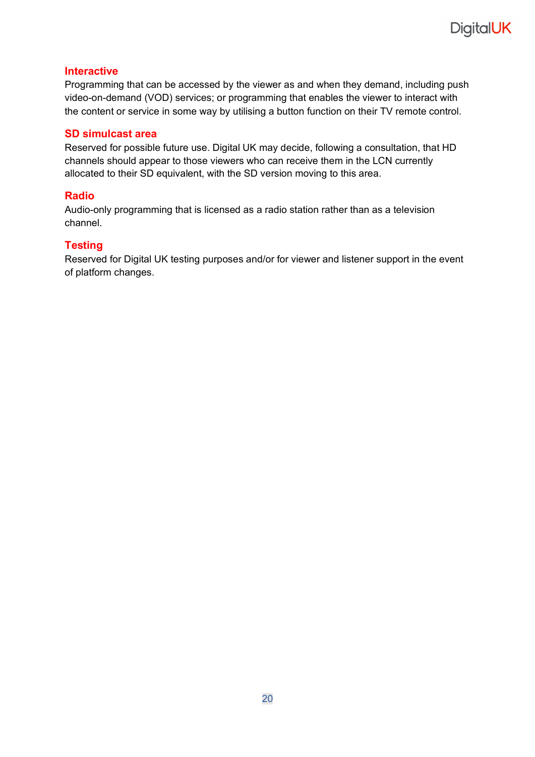### Interactive

Programming that can be accessed by the viewer as and when they demand, including push video-on-demand (VOD) services; or programming that enables the viewer to interact with the content or service in some way by utilising a button function on their TV remote control.

### SD simulcast area

Reserved for possible future use. Digital UK may decide, following a consultation, that HD channels should appear to those viewers who can receive them in the LCN currently allocated to their SD equivalent, with the SD version moving to this area.

### Radio

Audio-only programming that is licensed as a radio station rather than as a television channel.

### Testing

Reserved for Digital UK testing purposes and/or for viewer and listener support in the event of platform changes.